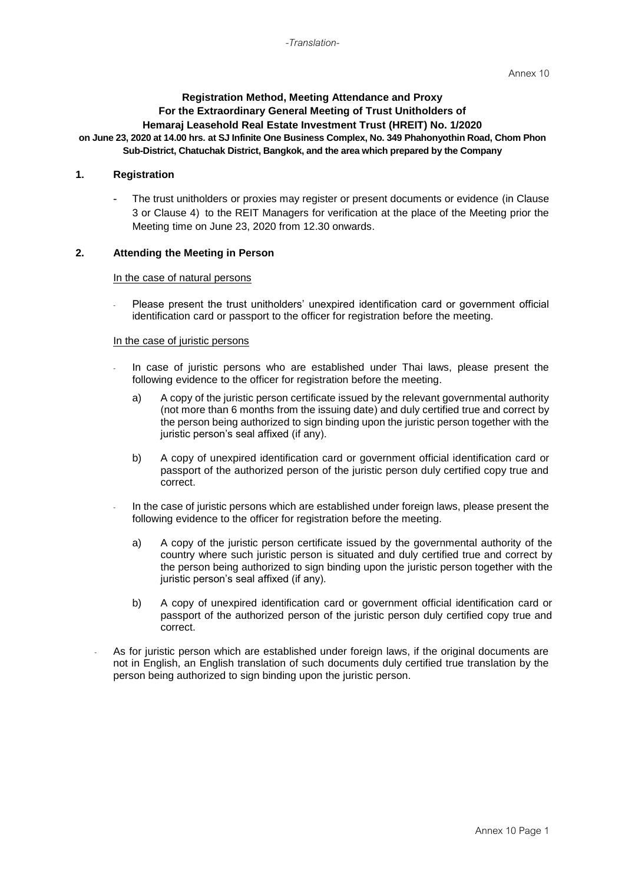*-Translation-*

Annex 10

**Registration Method, Meeting Attendance and Proxy**
**For the Extraordinary General Meeting of Trust Unitholders of**
**Hemaraj Leasehold Real Estate Investment Trust (HREIT) No. 1/2020**
**on June 23, 2020 at 14.00 hrs. at SJ Infinite One Business Complex, No. 349 Phahonyothin Road, Chom Phon Sub-District, Chatuchak District, Bangkok, and the area which prepared by the Company**

## 1. Registration

- The trust unitholders or proxies may register or present documents or evidence (in Clause 3 or Clause 4) to the REIT Managers for verification at the place of the Meeting prior the Meeting time on June 23, 2020 from 12.30 onwards.

## 2. Attending the Meeting in Person

In the case of natural persons

- Please present the trust unitholders' unexpired identification card or government official identification card or passport to the officer for registration before the meeting.

In the case of juristic persons

- In case of juristic persons who are established under Thai laws, please present the following evidence to the officer for registration before the meeting.
  a) A copy of the juristic person certificate issued by the relevant governmental authority (not more than 6 months from the issuing date) and duly certified true and correct by the person being authorized to sign binding upon the juristic person together with the juristic person's seal affixed (if any).
  b) A copy of unexpired identification card or government official identification card or passport of the authorized person of the juristic person duly certified copy true and correct.
- In the case of juristic persons which are established under foreign laws, please present the following evidence to the officer for registration before the meeting.
  a) A copy of the juristic person certificate issued by the governmental authority of the country where such juristic person is situated and duly certified true and correct by the person being authorized to sign binding upon the juristic person together with the juristic person's seal affixed (if any).
  b) A copy of unexpired identification card or government official identification card or passport of the authorized person of the juristic person duly certified copy true and correct.
- As for juristic person which are established under foreign laws, if the original documents are not in English, an English translation of such documents duly certified true translation by the person being authorized to sign binding upon the juristic person.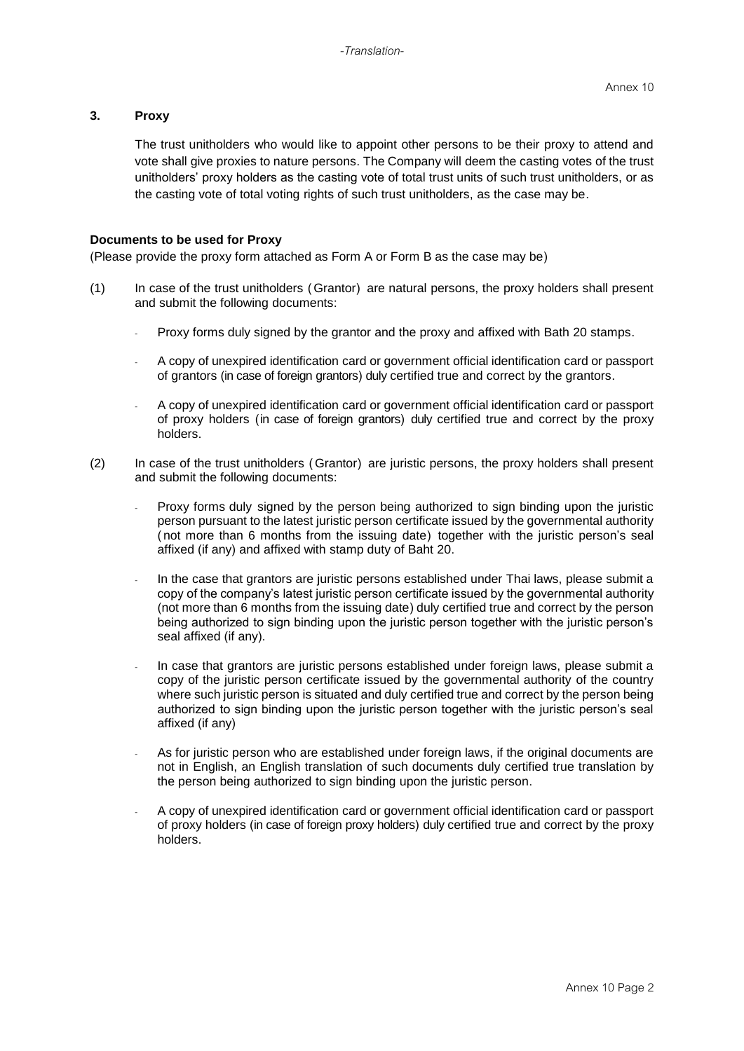### 3. Proxy

The trust unitholders who would like to appoint other persons to be their proxy to attend and vote shall give proxies to nature persons. The Company will deem the casting votes of the trust unitholders' proxy holders as the casting vote of total trust units of such trust unitholders, or as the casting vote of total voting rights of such trust unitholders, as the case may be.

**Documents to be used for Proxy**

(Please provide the proxy form attached as Form A or Form B as the case may be)

(1) In case of the trust unitholders (Grantor) are natural persons, the proxy holders shall present and submit the following documents:

- Proxy forms duly signed by the grantor and the proxy and affixed with Bath 20 stamps.
- A copy of unexpired identification card or government official identification card or passport of grantors (in case of foreign grantors) duly certified true and correct by the grantors.
- A copy of unexpired identification card or government official identification card or passport of proxy holders (in case of foreign grantors) duly certified true and correct by the proxy holders.

(2) In case of the trust unitholders (Grantor) are juristic persons, the proxy holders shall present and submit the following documents:

- Proxy forms duly signed by the person being authorized to sign binding upon the juristic person pursuant to the latest juristic person certificate issued by the governmental authority (not more than 6 months from the issuing date) together with the juristic person's seal affixed (if any) and affixed with stamp duty of Baht 20.
- In the case that grantors are juristic persons established under Thai laws, please submit a copy of the company's latest juristic person certificate issued by the governmental authority (not more than 6 months from the issuing date) duly certified true and correct by the person being authorized to sign binding upon the juristic person together with the juristic person's seal affixed (if any).
- In case that grantors are juristic persons established under foreign laws, please submit a copy of the juristic person certificate issued by the governmental authority of the country where such juristic person is situated and duly certified true and correct by the person being authorized to sign binding upon the juristic person together with the juristic person's seal affixed (if any)
- As for juristic person who are established under foreign laws, if the original documents are not in English, an English translation of such documents duly certified true translation by the person being authorized to sign binding upon the juristic person.
- A copy of unexpired identification card or government official identification card or passport of proxy holders (in case of foreign proxy holders) duly certified true and correct by the proxy holders.